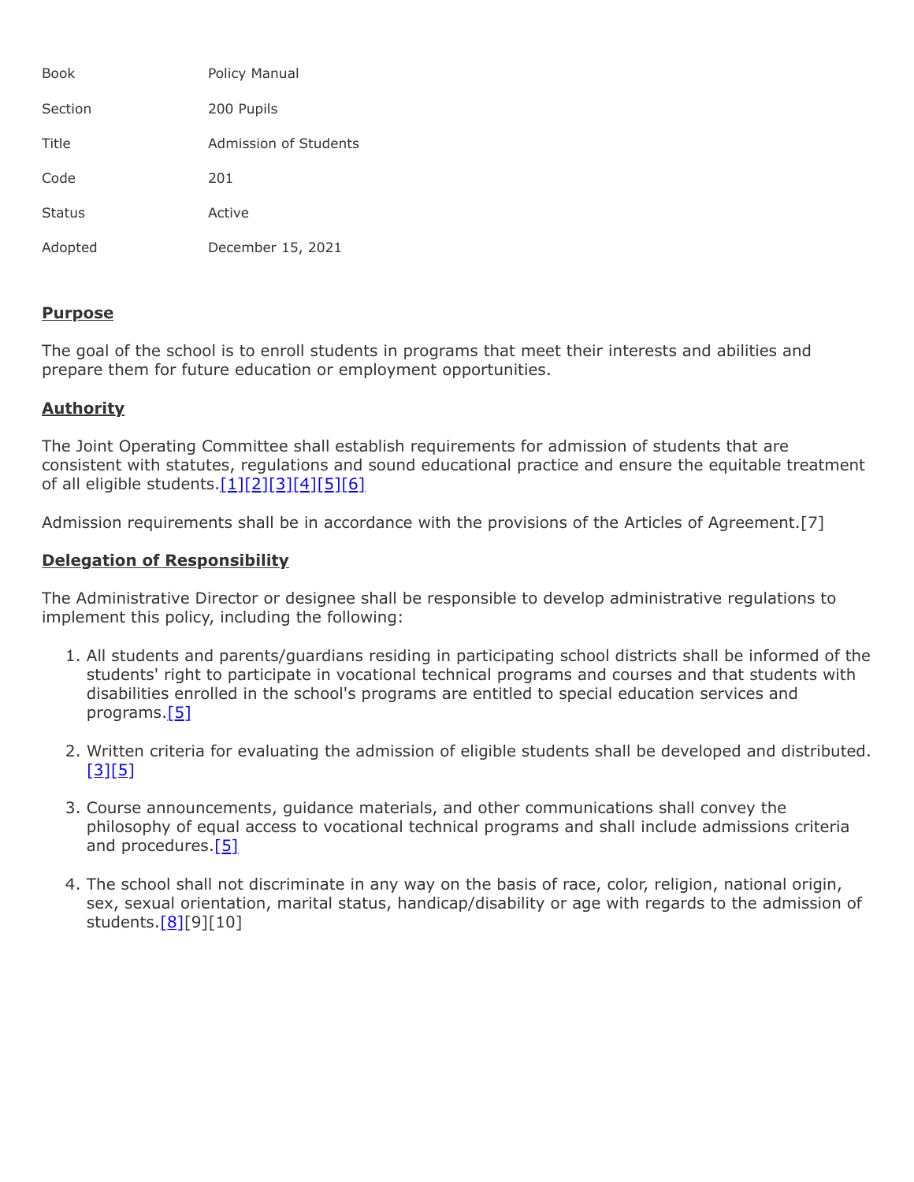| | |
|---|---|
| Book | Policy Manual |
| Section | 200 Pupils |
| Title | Admission of Students |
| Code | 201 |
| Status | Active |
| Adopted | December 15, 2021 |

## Purpose

The goal of the school is to enroll students in programs that meet their interests and abilities and prepare them for future education or employment opportunities.

## Authority

The Joint Operating Committee shall establish requirements for admission of students that are consistent with statutes, regulations and sound educational practice and ensure the equitable treatment of all eligible students.[1][2][3][4][5][6]

Admission requirements shall be in accordance with the provisions of the Articles of Agreement.[7]

## Delegation of Responsibility

The Administrative Director or designee shall be responsible to develop administrative regulations to implement this policy, including the following:

1. All students and parents/guardians residing in participating school districts shall be informed of the students' right to participate in vocational technical programs and courses and that students with disabilities enrolled in the school's programs are entitled to special education services and programs.[5]
2. Written criteria for evaluating the admission of eligible students shall be developed and distributed.[3][5]
3. Course announcements, guidance materials, and other communications shall convey the philosophy of equal access to vocational technical programs and shall include admissions criteria and procedures.[5]
4. The school shall not discriminate in any way on the basis of race, color, religion, national origin, sex, sexual orientation, marital status, handicap/disability or age with regards to the admission of students.[8][9][10]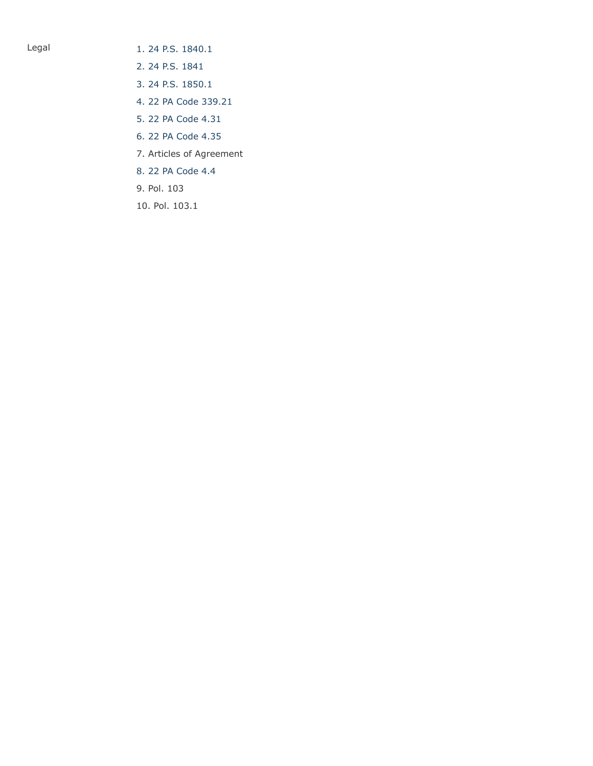Legal

1. 24 P.S. 1840.1
2. 24 P.S. 1841
3. 24 P.S. 1850.1
4. 22 PA Code 339.21
5. 22 PA Code 4.31
6. 22 PA Code 4.35
7. Articles of Agreement
8. 22 PA Code 4.4
9. Pol. 103
10. Pol. 103.1